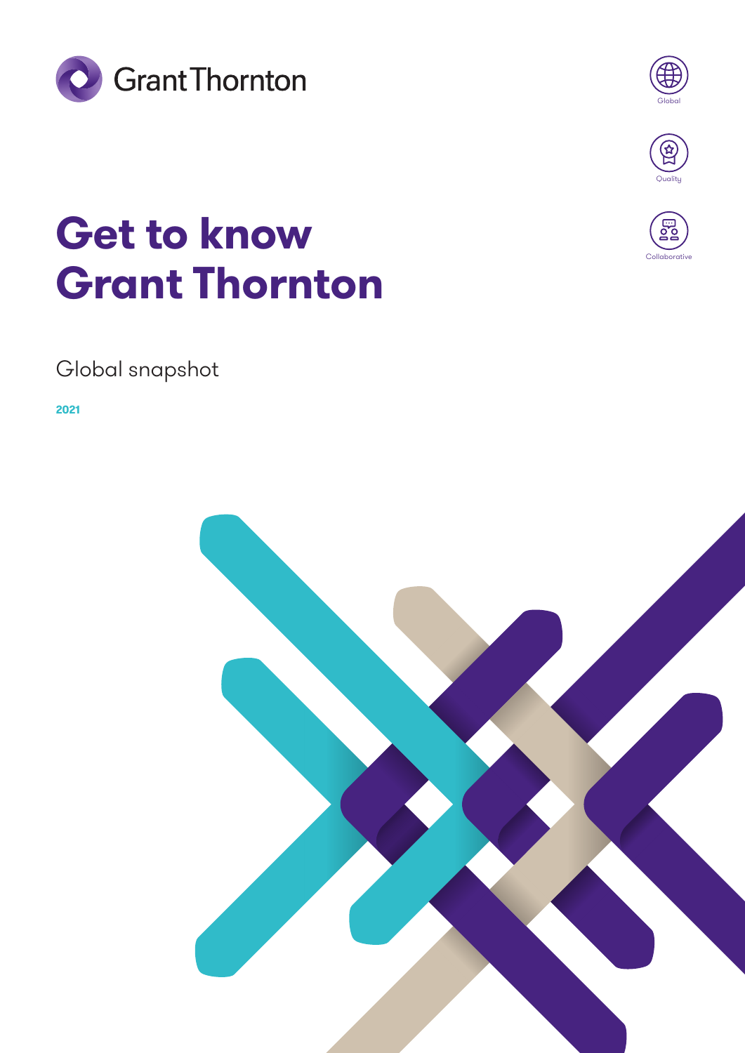Grant Thornton

Global

Quality

Collaborative

# Get to know Grant Thornton

Global snapshot

**2021**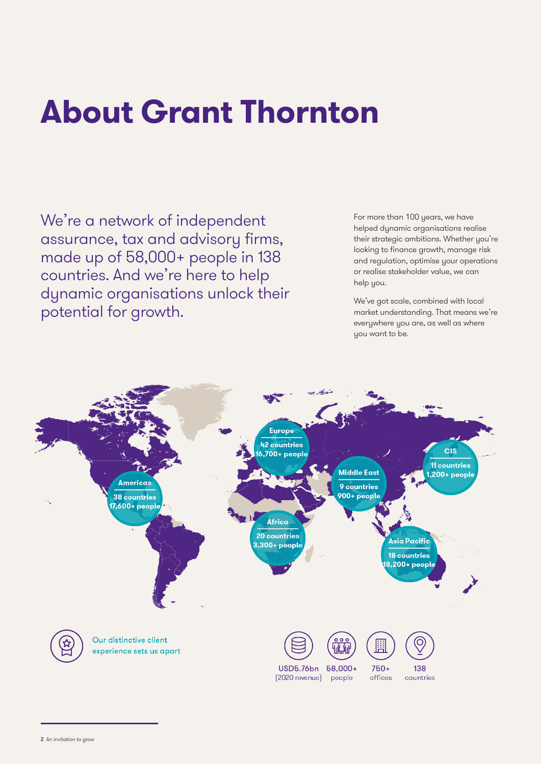# About Grant Thornton

We're a network of independent assurance, tax and advisory firms, made up of 58,000+ people in 138 countries. And we're here to help dynamic organisations unlock their potential for growth.

For more than 100 years, we have helped dynamic organisations realise their strategic ambitions. Whether you're looking to finance growth, manage risk and regulation, optimise your operations or realise stakeholder value, we can help you.

We've got scale, combined with local market understanding. That means we're everywhere you are, as well as where you want to be.

**Europe**
42 countries
16,700+ people

**CIS**
11 countries
1,200+ people

**Middle East**
9 countries
900+ people

**Americas**
38 countries
17,600+ people

**Africa**
20 countries
3,300+ people

**Asia Pacific**
18 countries
18,200+ people

Our distinctive client experience sets us apart

USD5.76bn (2020 revenue) | 58,000+ people | 750+ offices | 138 countries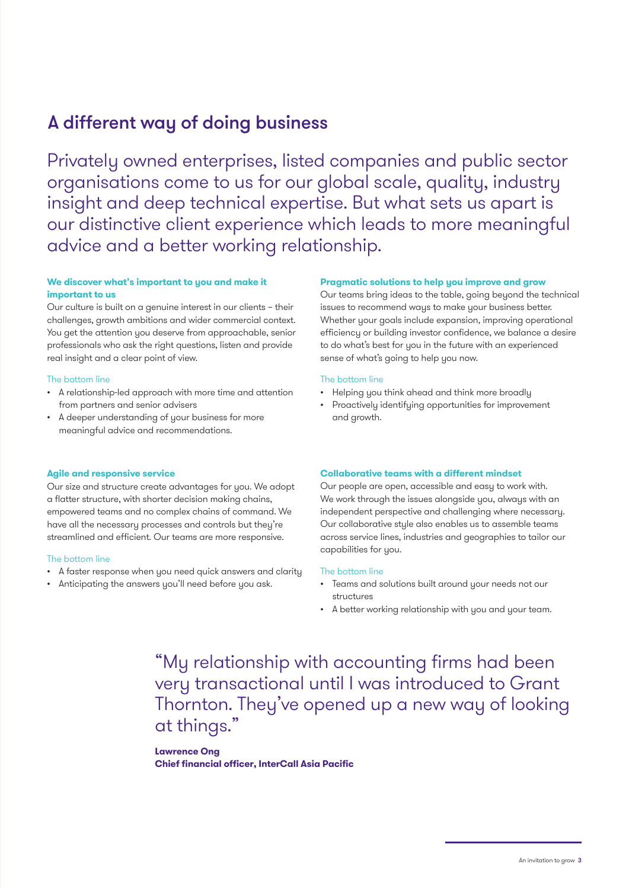# A different way of doing business

Privately owned enterprises, listed companies and public sector organisations come to us for our global scale, quality, industry insight and deep technical expertise. But what sets us apart is our distinctive client experience which leads to more meaningful advice and a better working relationship.

**We discover what's important to you and make it important to us**

Our culture is built on a genuine interest in our clients – their challenges, growth ambitions and wider commercial context. You get the attention you deserve from approachable, senior professionals who ask the right questions, listen and provide real insight and a clear point of view.

The bottom line

- A relationship-led approach with more time and attention from partners and senior advisers
- A deeper understanding of your business for more meaningful advice and recommendations.

**Agile and responsive service**

Our size and structure create advantages for you. We adopt a flatter structure, with shorter decision making chains, empowered teams and no complex chains of command. We have all the necessary processes and controls but they're streamlined and efficient. Our teams are more responsive.

The bottom line

- A faster response when you need quick answers and clarity
- Anticipating the answers you'll need before you ask.

**Pragmatic solutions to help you improve and grow**

Our teams bring ideas to the table, going beyond the technical issues to recommend ways to make your business better. Whether your goals include expansion, improving operational efficiency or building investor confidence, we balance a desire to do what's best for you in the future with an experienced sense of what's going to help you now.

The bottom line

- Helping you think ahead and think more broadly
- Proactively identifying opportunities for improvement and growth.

**Collaborative teams with a different mindset**

Our people are open, accessible and easy to work with. We work through the issues alongside you, always with an independent perspective and challenging where necessary. Our collaborative style also enables us to assemble teams across service lines, industries and geographies to tailor our capabilities for you.

The bottom line

- Teams and solutions built around your needs not our structures
- A better working relationship with you and your team.

"My relationship with accounting firms had been very transactional until I was introduced to Grant Thornton. They've opened up a new way of looking at things."

**Lawrence Ong**
**Chief financial officer, InterCall Asia Pacific**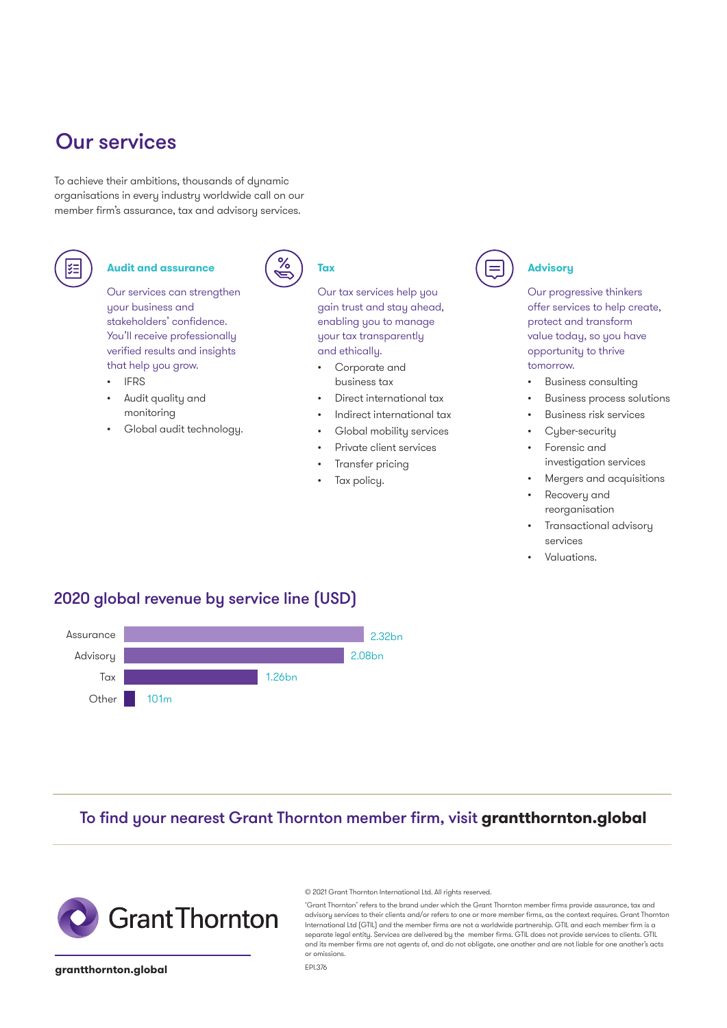# Our services

To achieve their ambitions, thousands of dynamic organisations in every industry worldwide call on our member firm's assurance, tax and advisory services.

### Audit and assurance

Our services can strengthen your business and stakeholders' confidence. You'll receive professionally verified results and insights that help you grow.

- IFRS
- Audit quality and monitoring
- Global audit technology.

### Tax

Our tax services help you gain trust and stay ahead, enabling you to manage your tax transparently and ethically.

- Corporate and business tax
- Direct international tax
- Indirect international tax
- Global mobility services
- Private client services
- Transfer pricing
- Tax policy.

### Advisory

Our progressive thinkers offer services to help create, protect and transform value today, so you have opportunity to thrive tomorrow.

- Business consulting
- Business process solutions
- Business risk services
- Cyber-security
- Forensic and investigation services
- Mergers and acquisitions
- Recovery and reorganisation
- Transactional advisory services
- Valuations.

## 2020 global revenue by service line (USD)

Assurance 2.32bn
Advisory 2.08bn
Tax 1.26bn
Other 101m

**To find your nearest Grant Thornton member firm, visit grantthornton.global**

Grant Thornton

**grantthornton.global**

© 2021 Grant Thornton International Ltd. All rights reserved.

'Grant Thornton' refers to the brand under which the Grant Thornton member firms provide assurance, tax and advisory services to their clients and/or refers to one or more member firms, as the context requires. Grant Thornton International Ltd (GTIL) and the member firms are not a worldwide partnership. GTIL and each member firm is a separate legal entity. Services are delivered by the member firms. GTIL does not provide services to clients. GTIL and its member firms are not agents of, and do not obligate, one another and are not liable for one another's acts or omissions.

EPI.376